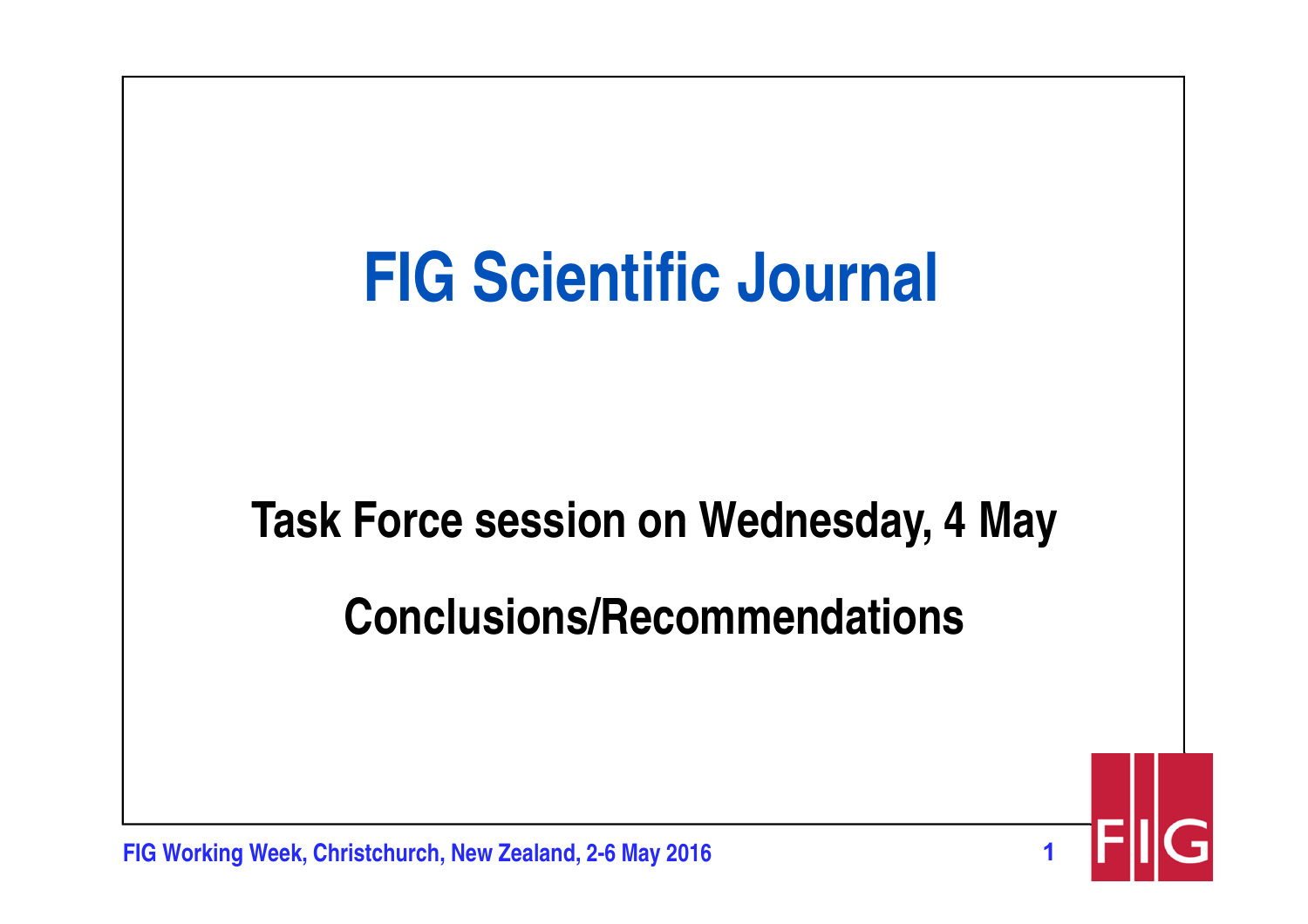# FIG Scientific Journal

## Task Force session on Wednesday, 4 May

## Conclusions/Recommendations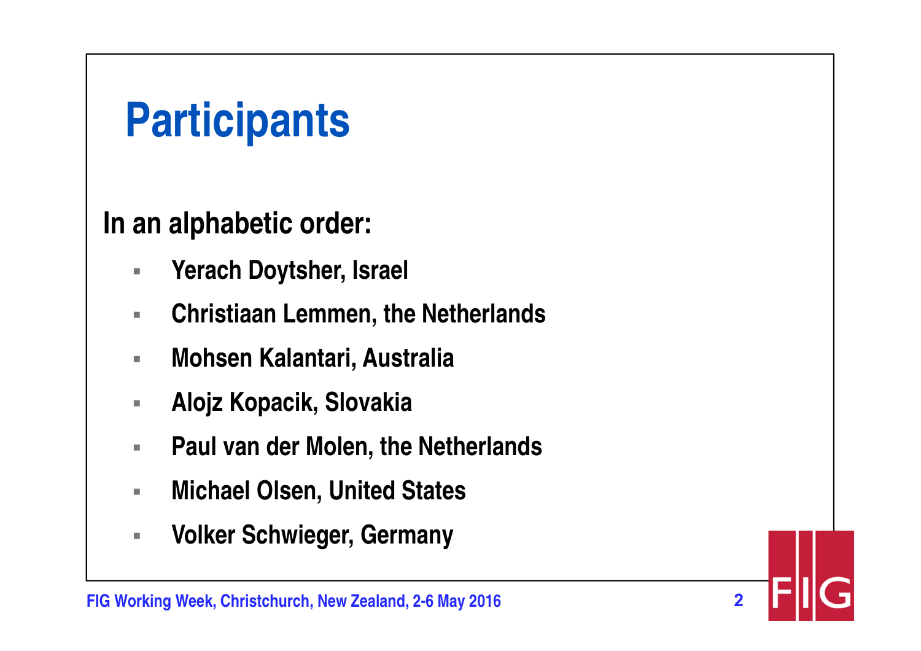# Participants

**In an alphabetic order:**

- **Yerach Doytsher, Israel**
- **Christiaan Lemmen, the Netherlands**
- **Mohsen Kalantari, Australia**
- **Alojz Kopacik, Slovakia**
- **Paul van der Molen, the Netherlands**
- **Michael Olsen, United States**
- **Volker Schwieger, Germany**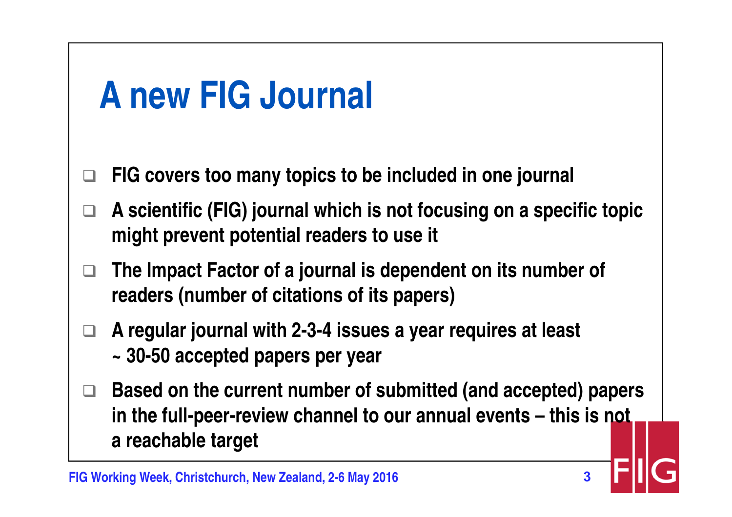# A new FIG Journal

- **FIG covers too many topics to be included in one journal**
- **A scientific (FIG) journal which is not focusing on a specific topic might prevent potential readers to use it**
- **The Impact Factor of a journal is dependent on its number of readers (number of citations of its papers)**
- **A regular journal with 2-3-4 issues a year requires at least ~ 30-50 accepted papers per year**
- **Based on the current number of submitted (and accepted) papers in the full-peer-review channel to our annual events – this is not a reachable target**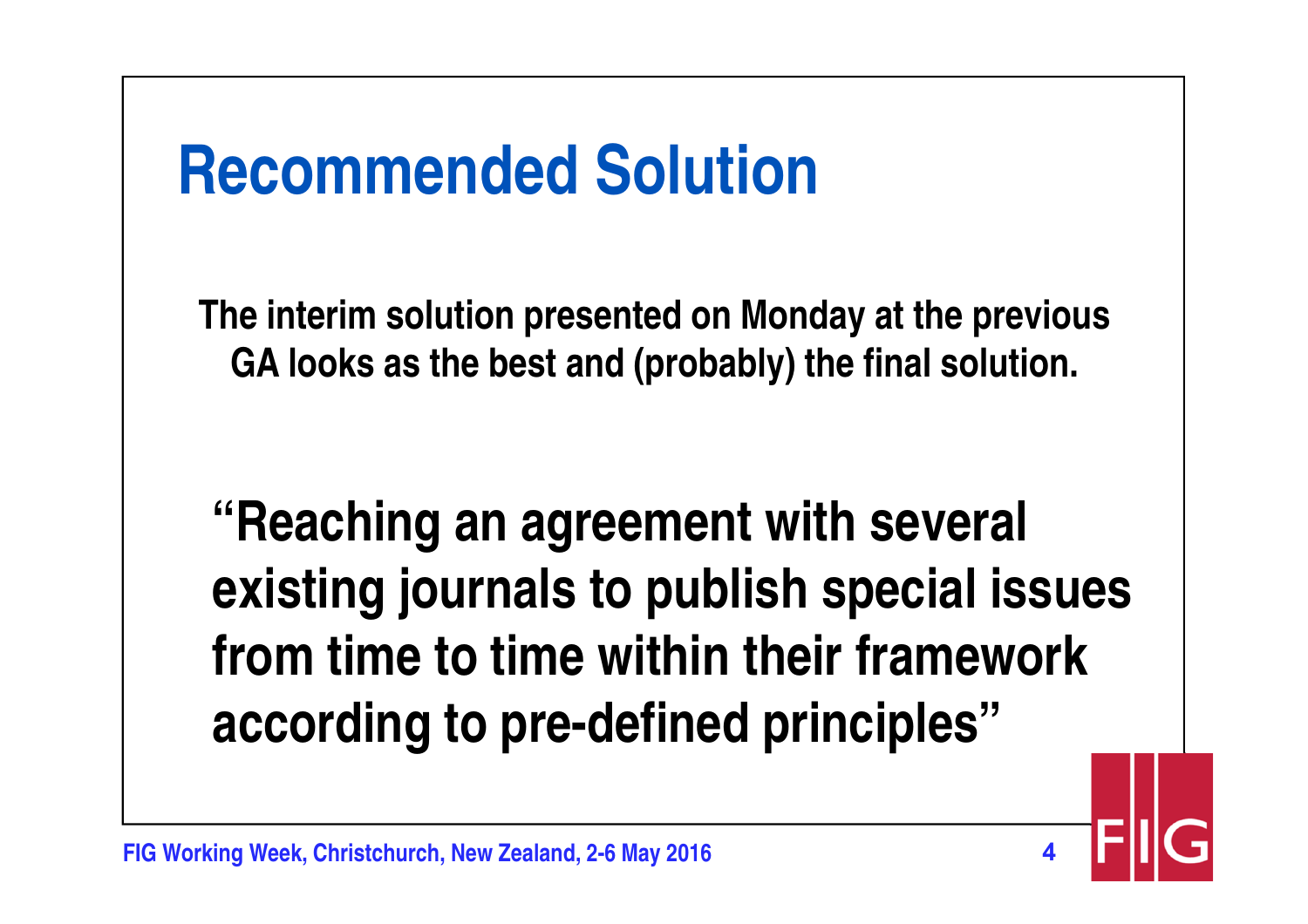# Recommended Solution

**The interim solution presented on Monday at the previous GA looks as the best and (probably) the final solution.**

**"Reaching an agreement with several existing journals to publish special issues from time to time within their framework according to pre-defined principles"**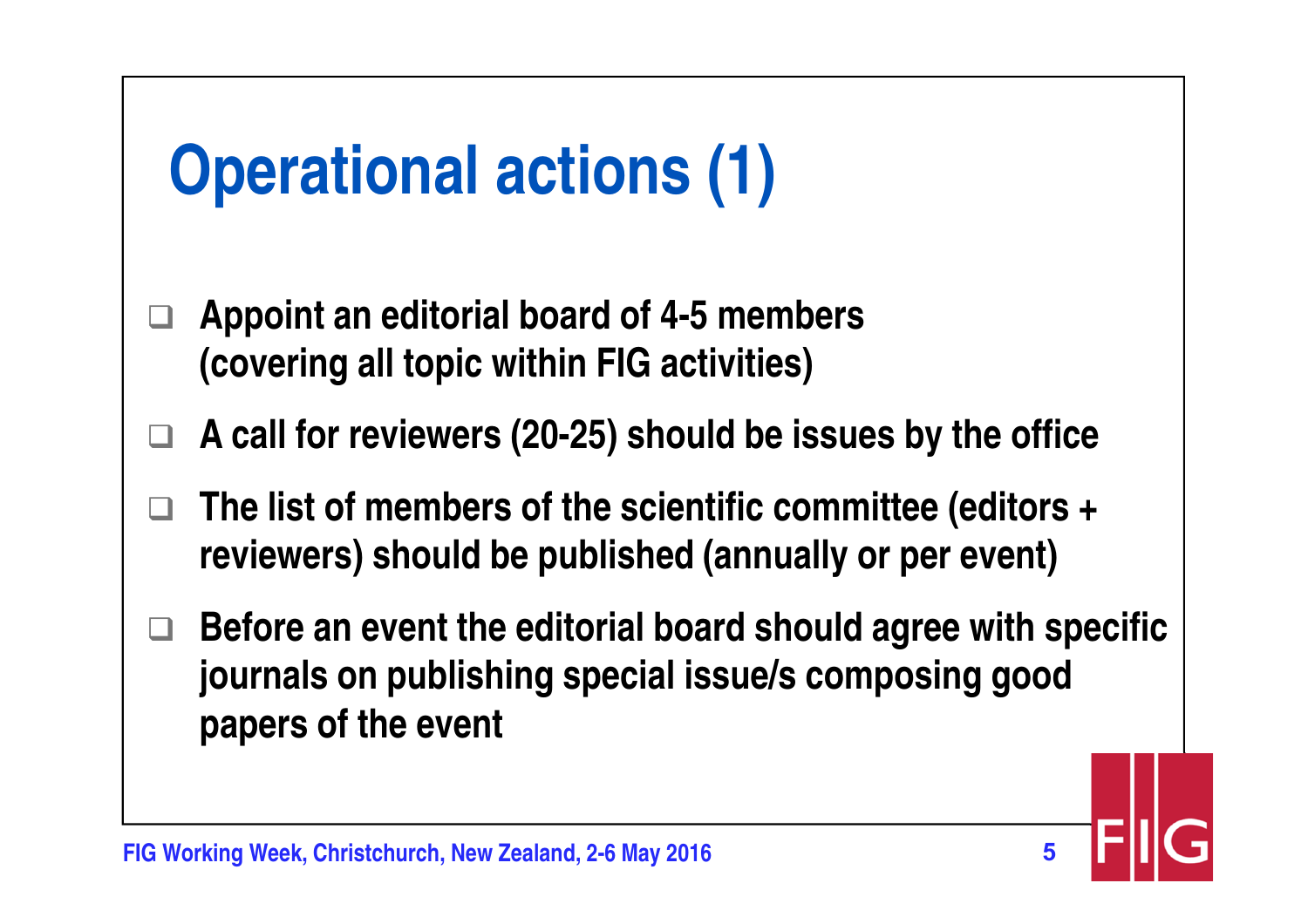# Operational actions (1)

- Appoint an editorial board of 4-5 members (covering all topic within FIG activities)
- A call for reviewers (20-25) should be issues by the office
- The list of members of the scientific committee (editors + reviewers) should be published (annually or per event)
- Before an event the editorial board should agree with specific journals on publishing special issue/s composing good papers of the event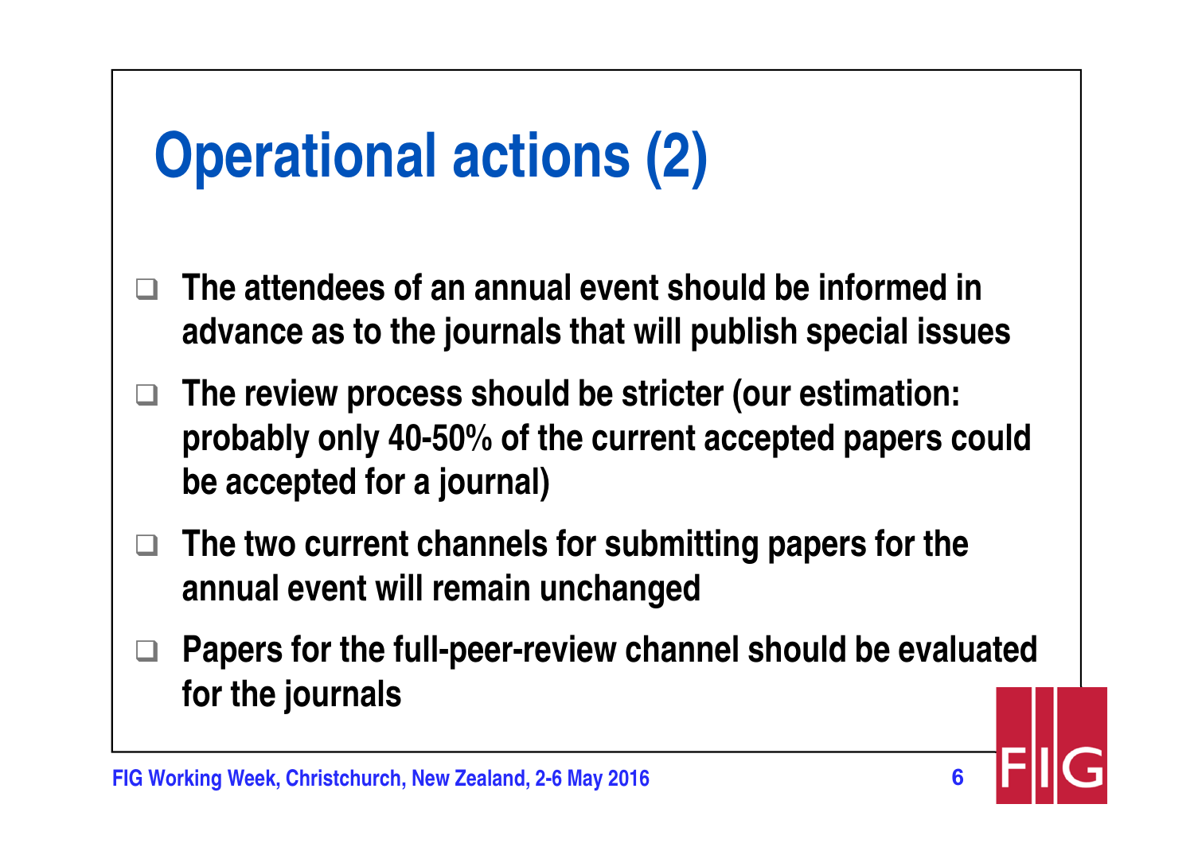# Operational actions (2)

- The attendees of an annual event should be informed in advance as to the journals that will publish special issues
- The review process should be stricter (our estimation: probably only 40-50% of the current accepted papers could be accepted for a journal)
- The two current channels for submitting papers for the annual event will remain unchanged
- Papers for the full-peer-review channel should be evaluated for the journals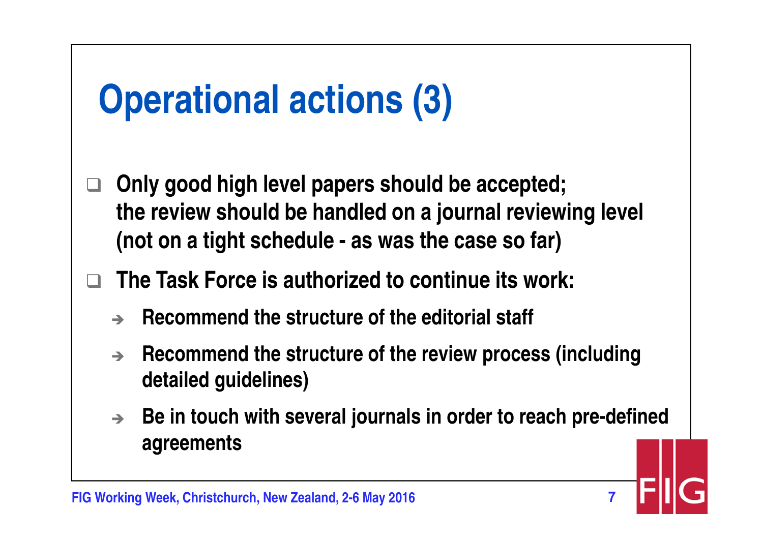# Operational actions (3)

- Only good high level papers should be accepted; the review should be handled on a journal reviewing level (not on a tight schedule - as was the case so far)
- The Task Force is authorized to continue its work:
  - Recommend the structure of the editorial staff
  - Recommend the structure of the review process (including detailed guidelines)
  - Be in touch with several journals in order to reach pre-defined agreements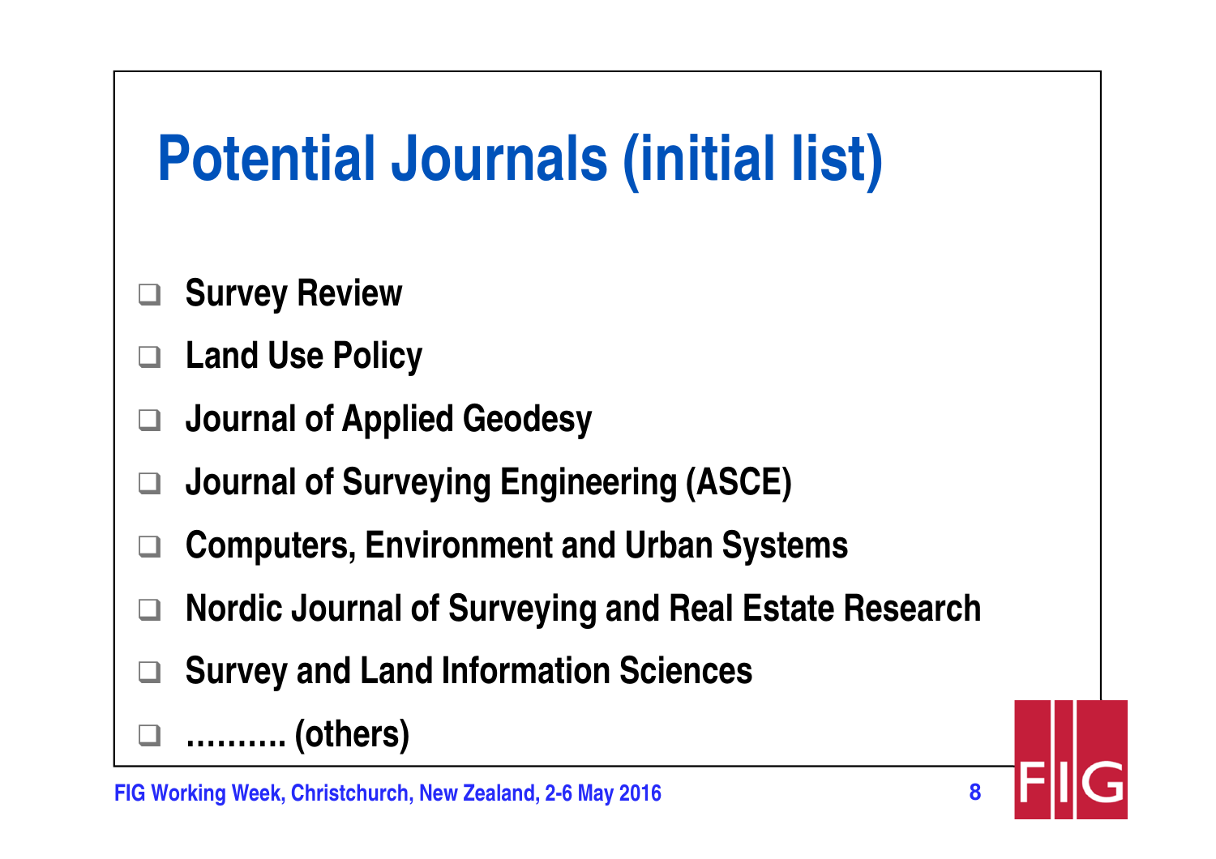# Potential Journals (initial list)

- Survey Review
- Land Use Policy
- Journal of Applied Geodesy
- Journal of Surveying Engineering (ASCE)
- Computers, Environment and Urban Systems
- Nordic Journal of Surveying and Real Estate Research
- Survey and Land Information Sciences
- ………. (others)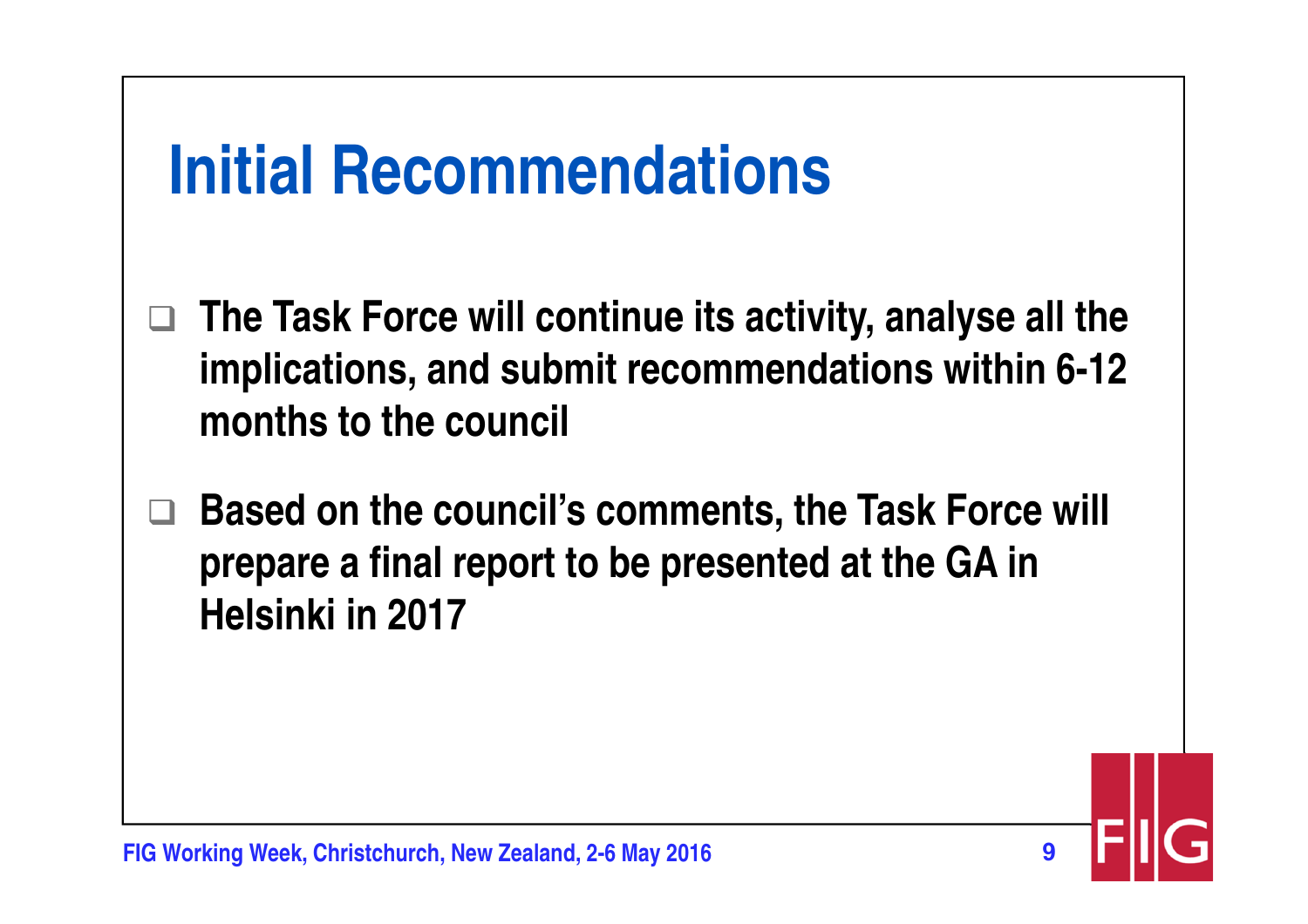# Initial Recommendations

- The Task Force will continue its activity, analyse all the implications, and submit recommendations within 6-12 months to the council
- Based on the council's comments, the Task Force will prepare a final report to be presented at the GA in Helsinki in 2017